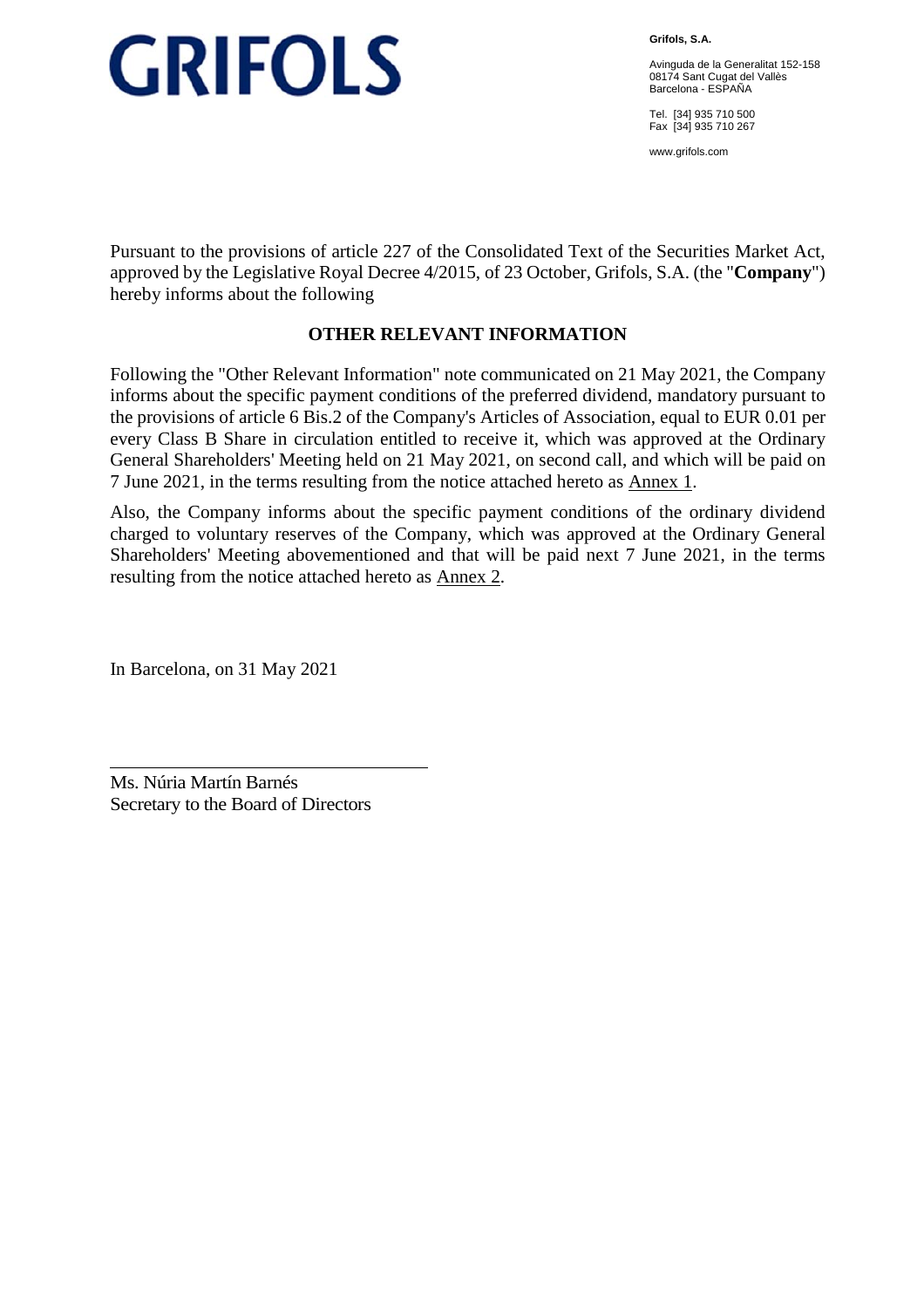# GRIFOLS

**Grifols, S.A.**

Avinguda de la Generalitat 152-158
08174 Sant Cugat del Vallès
Barcelona - ESPAÑA

Tel. [34] 935 710 500
Fax [34] 935 710 267

www.grifols.com

Pursuant to the provisions of article 227 of the Consolidated Text of the Securities Market Act, approved by the Legislative Royal Decree 4/2015, of 23 October, Grifols, S.A. (the "**Company**") hereby informs about the following

## OTHER RELEVANT INFORMATION

Following the "Other Relevant Information" note communicated on 21 May 2021, the Company informs about the specific payment conditions of the preferred dividend, mandatory pursuant to the provisions of article 6 Bis.2 of the Company's Articles of Association, equal to EUR 0.01 per every Class B Share in circulation entitled to receive it, which was approved at the Ordinary General Shareholders' Meeting held on 21 May 2021, on second call, and which will be paid on 7 June 2021, in the terms resulting from the notice attached hereto as Annex 1.

Also, the Company informs about the specific payment conditions of the ordinary dividend charged to voluntary reserves of the Company, which was approved at the Ordinary General Shareholders' Meeting abovementioned and that will be paid next 7 June 2021, in the terms resulting from the notice attached hereto as Annex 2.

In Barcelona, on 31 May 2021

Ms. Núria Martín Barnés
Secretary to the Board of Directors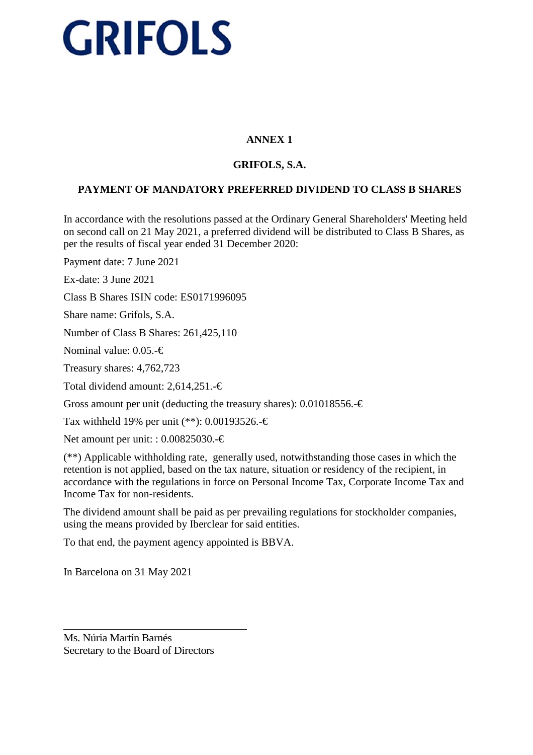GRIFOLS

## ANNEX 1

## GRIFOLS, S.A.

## PAYMENT OF MANDATORY PREFERRED DIVIDEND TO CLASS B SHARES

In accordance with the resolutions passed at the Ordinary General Shareholders' Meeting held on second call on 21 May 2021, a preferred dividend will be distributed to Class B Shares, as per the results of fiscal year ended 31 December 2020:

Payment date: 7 June 2021

Ex-date: 3 June 2021

Class B Shares ISIN code: ES0171996095

Share name: Grifols, S.A.

Number of Class B Shares: 261,425,110

Nominal value: 0.05.-€

Treasury shares: 4,762,723

Total dividend amount: 2,614,251.-€

Gross amount per unit (deducting the treasury shares): 0.01018556.-€

Tax withheld 19% per unit (**): 0.00193526.-€

Net amount per unit: : 0.00825030.-€

(**) Applicable withholding rate, generally used, notwithstanding those cases in which the retention is not applied, based on the tax nature, situation or residency of the recipient, in accordance with the regulations in force on Personal Income Tax, Corporate Income Tax and Income Tax for non-residents.

The dividend amount shall be paid as per prevailing regulations for stockholder companies, using the means provided by Iberclear for said entities.

To that end, the payment agency appointed is BBVA.

In Barcelona on 31 May 2021

Ms. Núria Martín Barnés
Secretary to the Board of Directors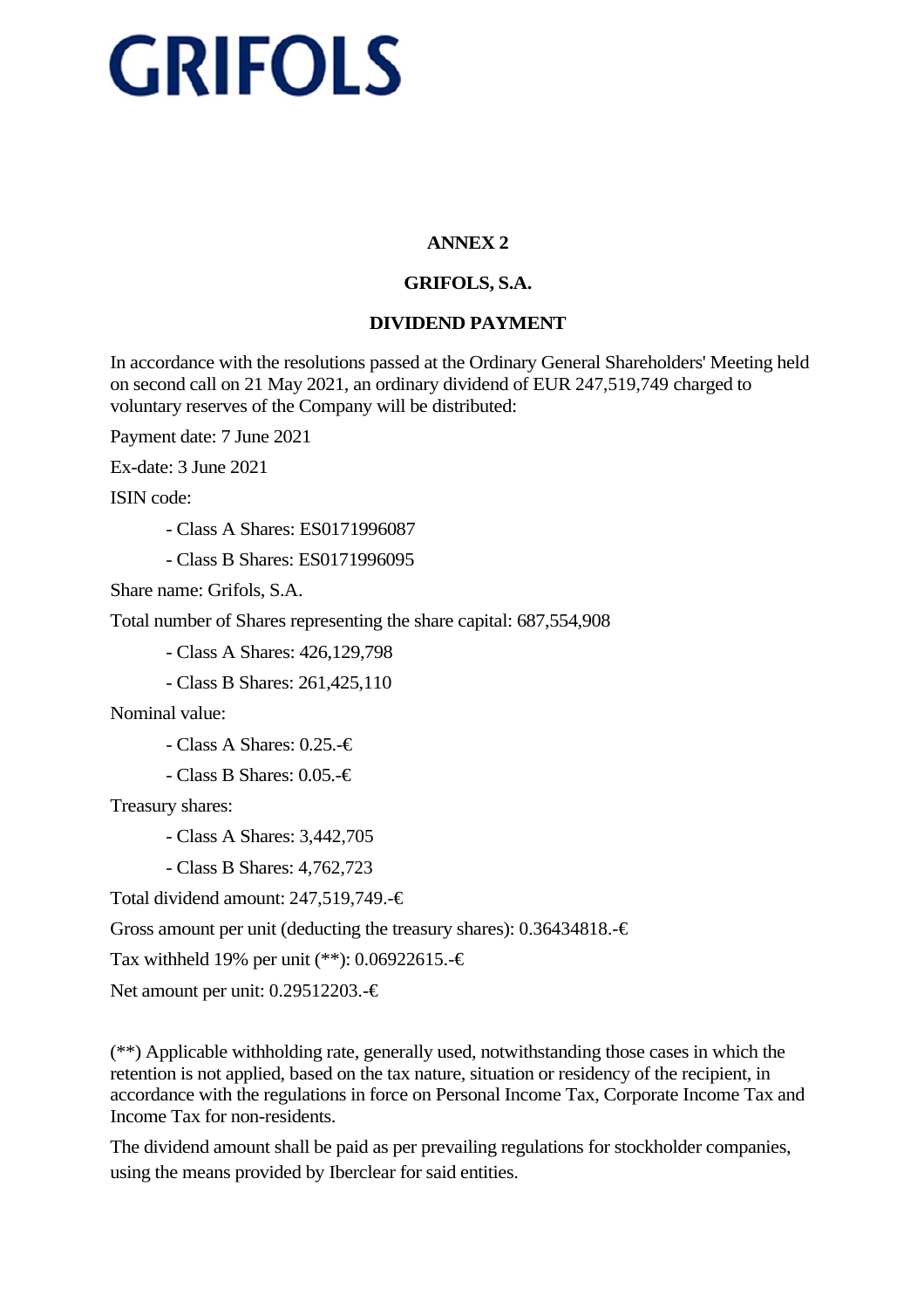GRIFOLS

**ANNEX 2**

**GRIFOLS, S.A.**

**DIVIDEND PAYMENT**

In accordance with the resolutions passed at the Ordinary General Shareholders' Meeting held on second call on 21 May 2021, an ordinary dividend of EUR 247,519,749 charged to voluntary reserves of the Company will be distributed:

Payment date: 7 June 2021

Ex-date: 3 June 2021

ISIN code:

- Class A Shares: ES0171996087
- Class B Shares: ES0171996095

Share name: Grifols, S.A.

Total number of Shares representing the share capital: 687,554,908

- Class A Shares: 426,129,798
- Class B Shares: 261,425,110

Nominal value:

- Class A Shares: 0.25.-€
- Class B Shares: 0.05.-€

Treasury shares:

- Class A Shares: 3,442,705
- Class B Shares: 4,762,723

Total dividend amount: 247,519,749.-€

Gross amount per unit (deducting the treasury shares): 0.36434818.-€

Tax withheld 19% per unit (**): 0.06922615.-€

Net amount per unit: 0.29512203.-€

(**) Applicable withholding rate, generally used, notwithstanding those cases in which the retention is not applied, based on the tax nature, situation or residency of the recipient, in accordance with the regulations in force on Personal Income Tax, Corporate Income Tax and Income Tax for non-residents.

The dividend amount shall be paid as per prevailing regulations for stockholder companies, using the means provided by Iberclear for said entities.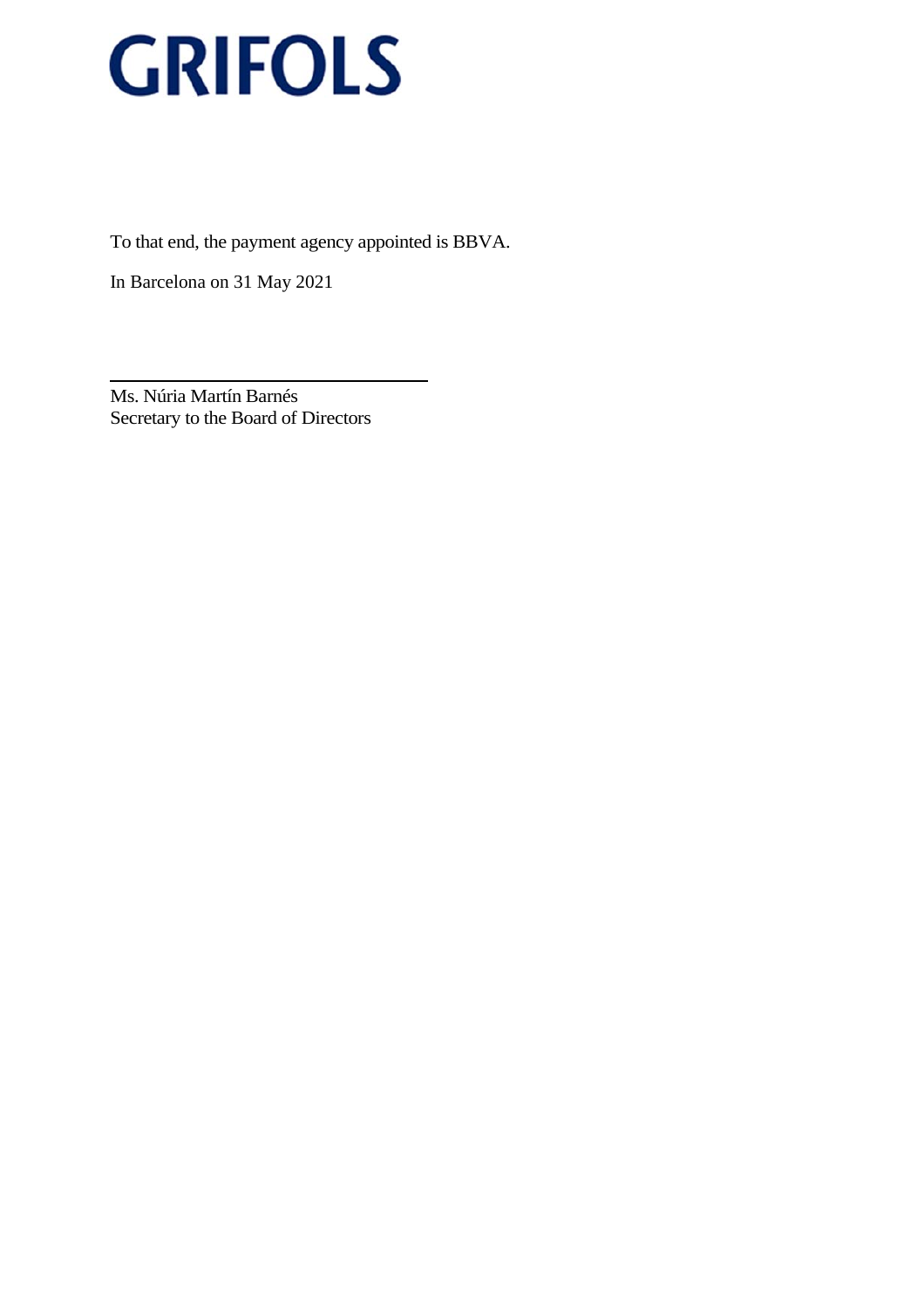GRIFOLS

To that end, the payment agency appointed is BBVA.

In Barcelona on 31 May 2021

\_\_\_\_\_\_\_\_\_\_\_\_\_\_\_\_\_\_\_\_\_\_\_\_\_\_\_\_\_\_

Ms. Núria Martín Barnés
Secretary to the Board of Directors